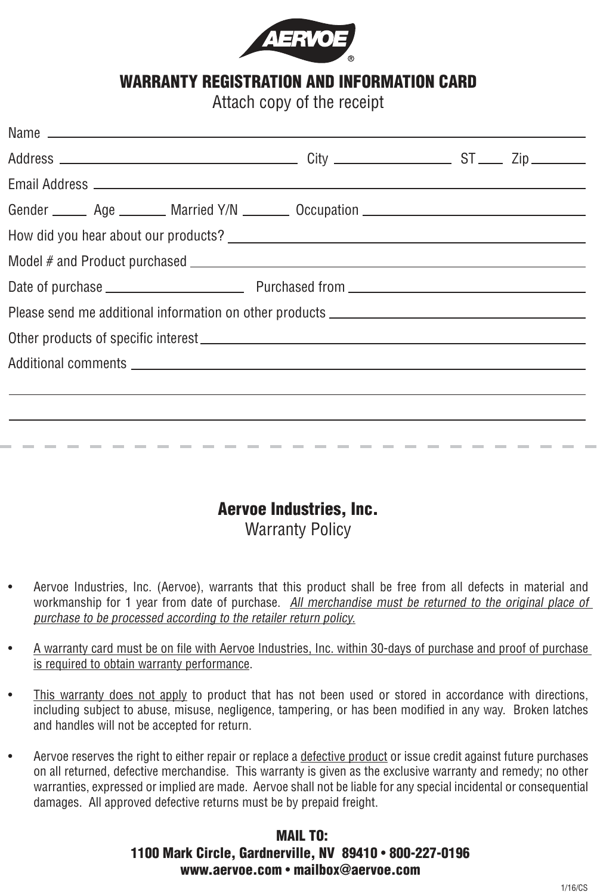AERVOE®

## WARRANTY REGISTRATION AND INFORMATION CARD

Attach copy of the receipt

Name ______________________________________________

Address ____________________ City ____________ ST ____ Zip ________

Email Address ______________________________________

Gender ______ Age ______ Married Y/N ______ Occupation ______________________

How did you hear about our products? ______________________________

Model # and Product purchased ______________________________

Date of purchase ______________ Purchased from ______________________

Please send me additional information on other products ______________________

Other products of specific interest ______________________________

Additional comments ______________________________

______________________________________________

______________________________________________

---

## Aervoe Industries, Inc.

Warranty Policy

- Aervoe Industries, Inc. (Aervoe), warrants that this product shall be free from all defects in material and workmanship for 1 year from date of purchase. *All merchandise must be returned to the original place of purchase to be processed according to the retailer return policy.*
- A warranty card must be on file with Aervoe Industries, Inc. within 30-days of purchase and proof of purchase is required to obtain warranty performance.
- This warranty does not apply to product that has not been used or stored in accordance with directions, including subject to abuse, misuse, negligence, tampering, or has been modified in any way. Broken latches and handles will not be accepted for return.
- Aervoe reserves the right to either repair or replace a defective product or issue credit against future purchases on all returned, defective merchandise. This warranty is given as the exclusive warranty and remedy; no other warranties, expressed or implied are made. Aervoe shall not be liable for any special incidental or consequential damages. All approved defective returns must be by prepaid freight.

**MAIL TO:**
**1100 Mark Circle, Gardnerville, NV 89410 • 800-227-0196**
**www.aervoe.com • mailbox@aervoe.com**

1/16/CS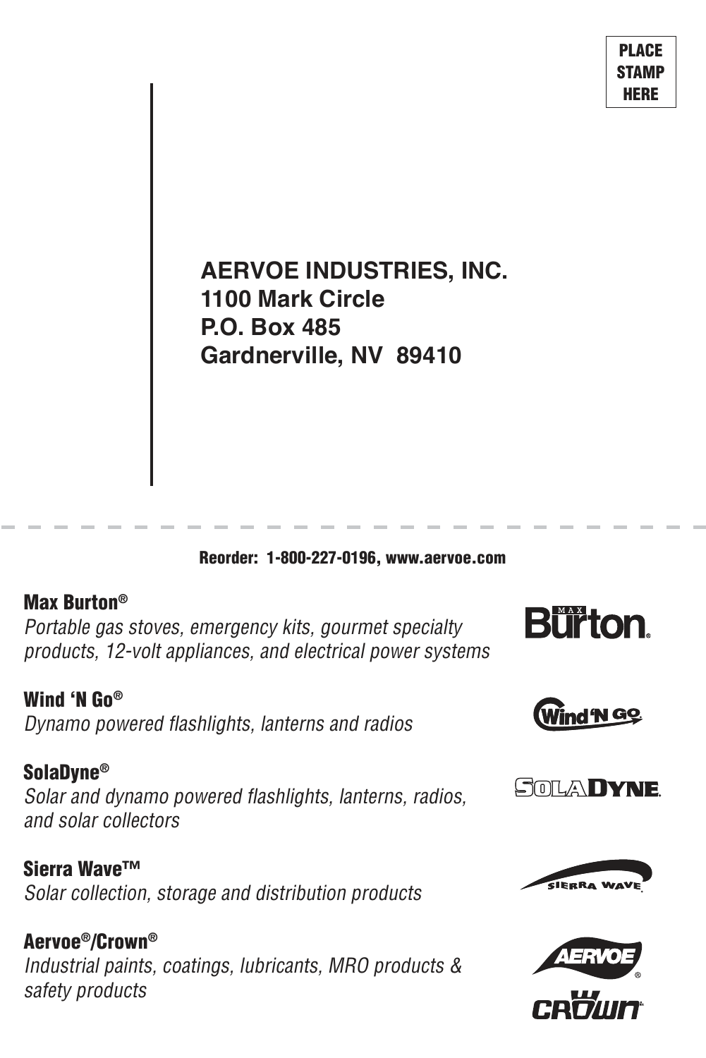PLACE
STAMP
HERE

**AERVOE INDUSTRIES, INC.**
**1100 Mark Circle**
**P.O. Box 485**
**Gardnerville, NV 89410**

---

**Reorder: 1-800-227-0196, www.aervoe.com**

**Max Burton®**
*Portable gas stoves, emergency kits, gourmet specialty products, 12-volt appliances, and electrical power systems*

**Wind 'N Go®**
*Dynamo powered flashlights, lanterns and radios*

**SolaDyne®**
*Solar and dynamo powered flashlights, lanterns, radios, and solar collectors*

**Sierra Wave™**
*Solar collection, storage and distribution products*

**Aervoe®/Crown®**
*Industrial paints, coatings, lubricants, MRO products & safety products*